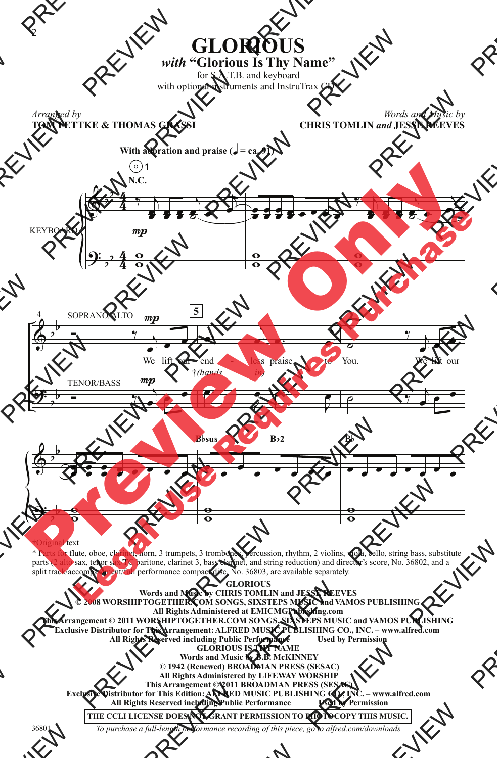# GLORIOUS

## *with* "Glorious Is Thy Name"

for S.A.T.B. and keyboard
with optional instruments and InstruTrax CD*

*Arranged by*
**TOM FETTKE & THOMAS GRASSI**

*Words and Music by*
**CHRIS TOMLIN *and* JESSE REEVES**

**With adoration and praise (♩ = ca. 91)**

N.C.

KEYBOARD

SOPRANO/ALTO

We lift our end - less praise to You. We lift our

†(*hands in*)

TENOR/BASS

B♭sus B♭2 B♭

†Original text

\* Parts for flute, oboe, clarinet, horn, 3 trumpets, 3 trombones, percussion, rhythm, 2 violins, viola, cello, string bass, substitute parts (2 alto sax, tenor sax/TC baritone, clarinet 3, bass clarinet, and string reduction) and director's score, No. 36802, and a split track/accompaniment/full performance compact disc, No. 36803, are available separately.

**GLORIOUS**
**Words and Music by CHRIS TOMLIN and JESSE REEVES**
**© 2008 WORSHIPTOGETHER.COM SONGS, SIXSTEPS MUSIC and VAMOS PUBLISHING**
**All Rights Administered at EMICMGPublishing.com**
**This Arrangement © 2011 WORSHIPTOGETHER.COM SONGS, SIXSTEPS MUSIC and VAMOS PUBLISHING**
**Exclusive Distributor for This Arrangement: ALFRED MUSIC PUBLISHING CO., INC. – www.alfred.com**
**All Rights Reserved including Public Performance Used by Permission**

**GLORIOUS IS THY NAME**
**Words and Music by B.B. McKINNEY**
**© 1942 (Renewed) BROADMAN PRESS (SESAC)**
**All Rights Administered by LIFEWAY WORSHIP**
**This Arrangement © 2011 BROADMAN PRESS (SESAC)**
**Exclusive Distributor for This Edition: ALFRED MUSIC PUBLISHING CO., INC. – www.alfred.com**
**All Rights Reserved including Public Performance Used by Permission**

**THE CCLI LICENSE DOES NOT GRANT PERMISSION TO PHOTOCOPY THIS MUSIC.**

36801

*To purchase a full-length performance recording of this piece, go to alfred.com/downloads*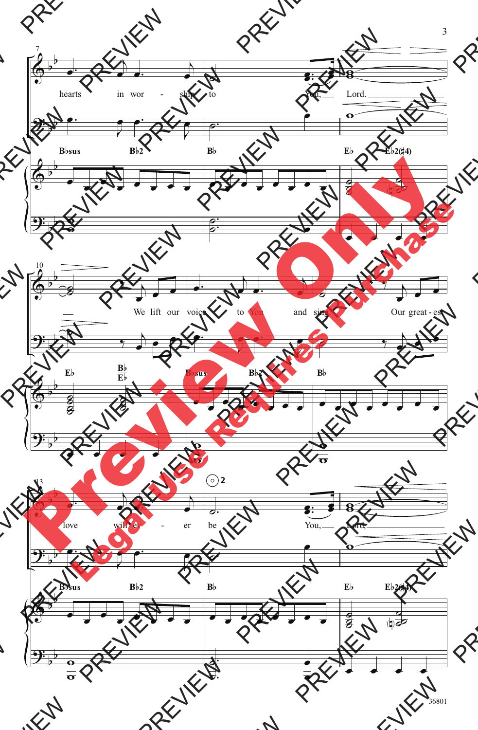7

hearts in wor - ship to You, Lord.

B♭sus B♭2 B♭ E♭ E♭2(♯4)

10

We lift our voice to You and sing. Our great - est

E♭ B♭/E♭ B♭sus B♭2 B♭

13

love will ev - er be You, Lord,

B♭sus B♭2 B♭ E♭ E♭2(♯4)

Preview Only

Legal Use Requires Purchase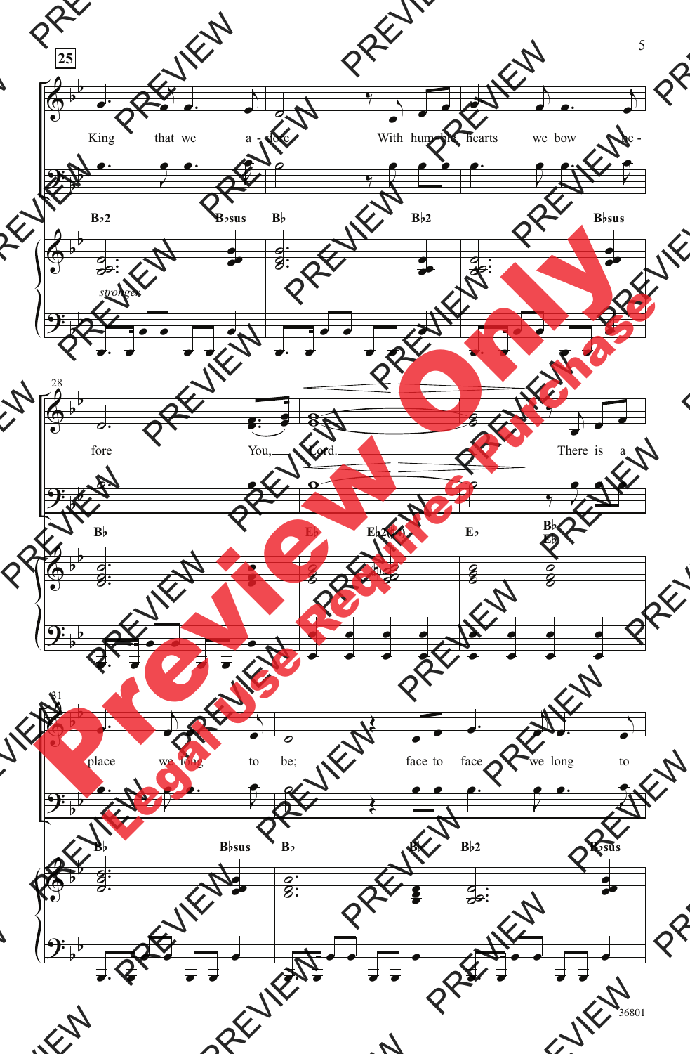25

King that we a - dore With hum - ble hearts we bow be -

B♭2 B♭sus B♭ B♭2 B♭sus

*stronger*

28

fore You, Lord. There is a

B♭ E♭ E♭2(♭4) E♭ B♭/E♭

31

place we long to be; face to face we long to

B♭ B♭sus B♭ B♭ B♭2 B♭sus

36801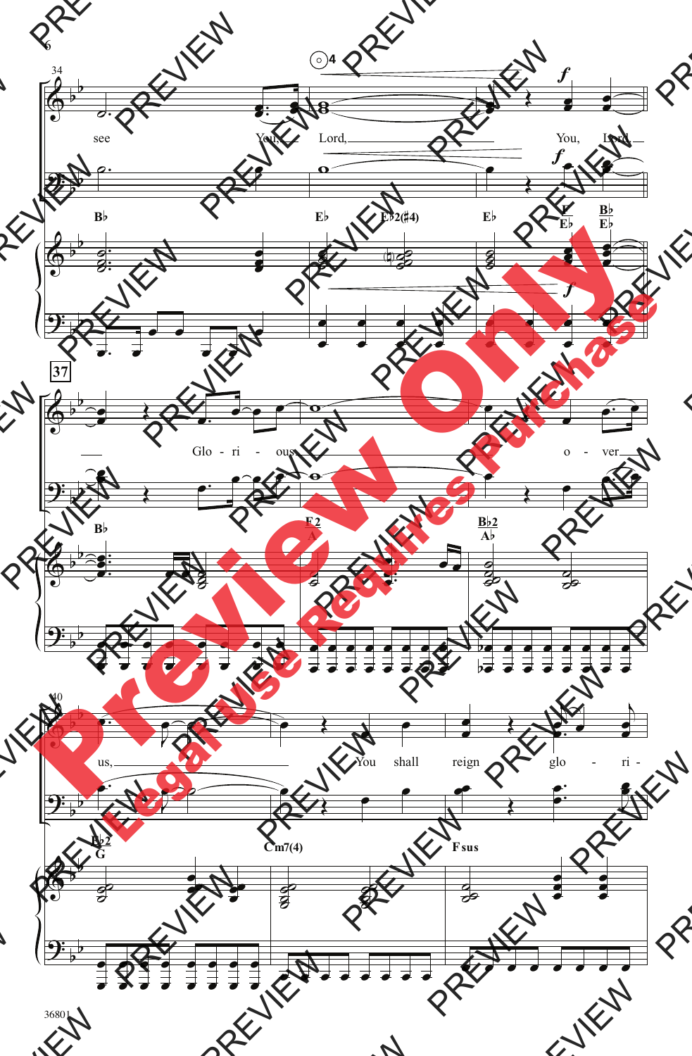see You, Lord, You, Lord

Glo - ri - ous o - ver

us, You shall reign glo - ri -

B♭ E♭ E♭2(♯4) E♭ F/E♭ B♭/E♭

B♭ F2/A B♭2/A♭

B♭2/G Cm7(4) Fsus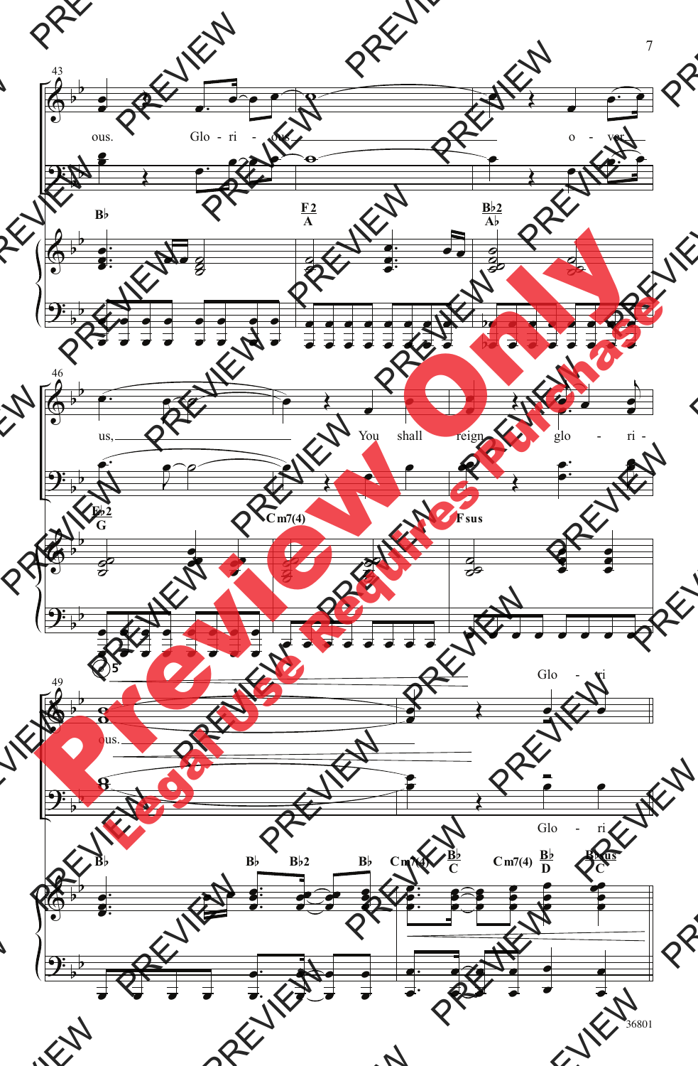43

ous. Glo - ri - ous o - ver

B♭ F2/A B♭2/A♭

46

us, You shall reign glo - ri -

E♭2/G Cm7(4) Fsus

49

ous. Glo - ri

Glo - ri

B♭ B♭ B♭2 B♭ Cm7(4) B♭/C Cm7(4) B♭/D B♭sus/C

36801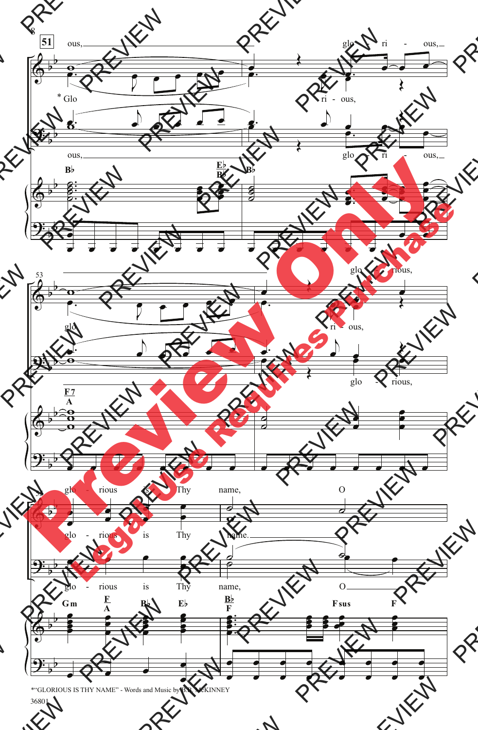*"GLORIOUS IS THY NAME" - Words and Music by B.B. McKINNEY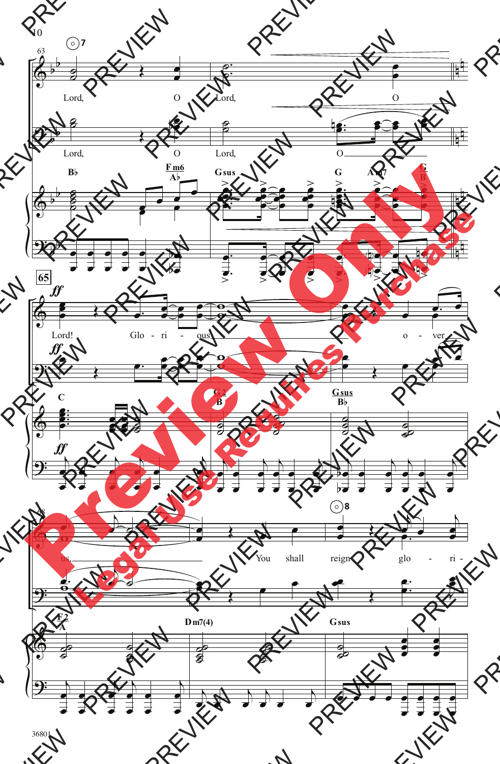Lord, O Lord, O

Lord, O Lord, O

B♭ Fm6/A♭ Gsus G Am7 G/B

65

ff

Lord! Glo - ri - ous, o - ver -

C G2/B Gsus/B♭

us. You shall reign glo - ri -

F2/A Dm7(4) Gsus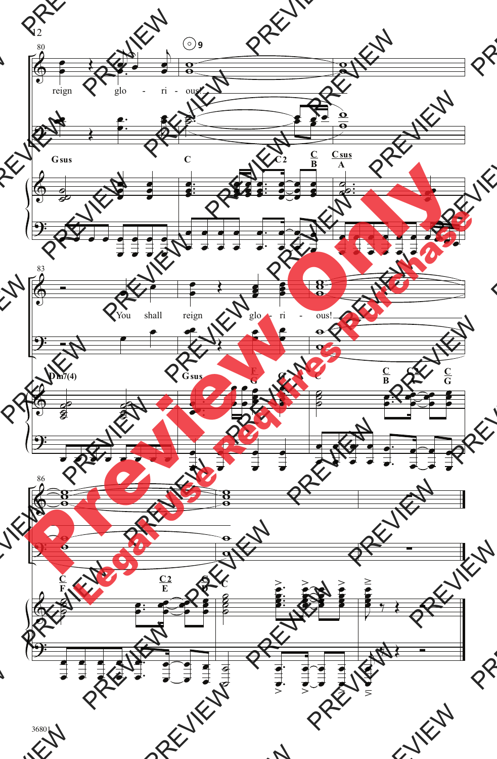reign glo - ri - ous!

You shall reign glo - ri - ous!

Gsus C C2 C/B Csus/A

Dm7(4) Gsus F/G G C C/B C2/A C/G

C/F C2/E G/D C

36801